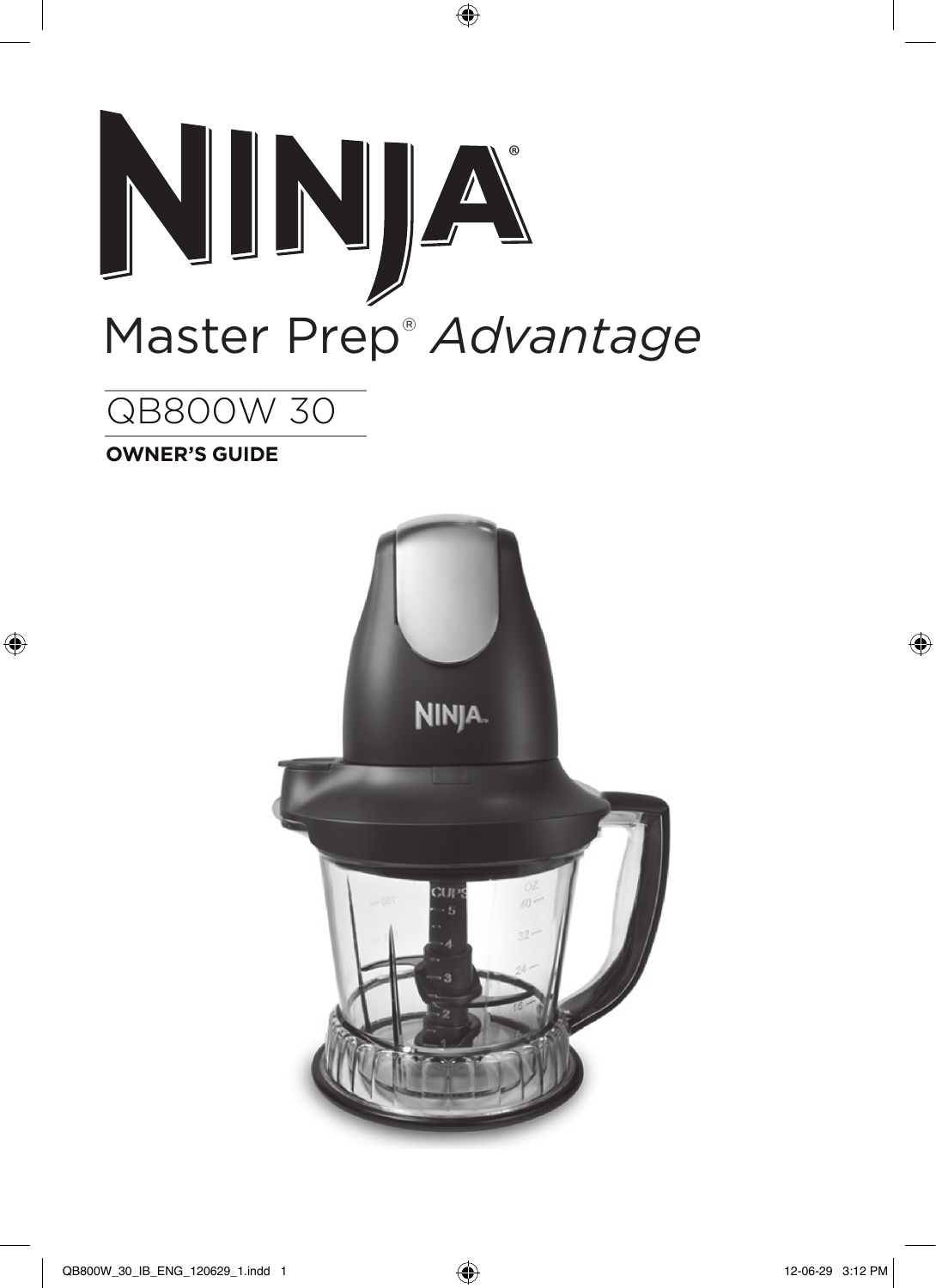# NINJA®

## Master Prep® *Advantage*

QB800W 30

**OWNER'S GUIDE**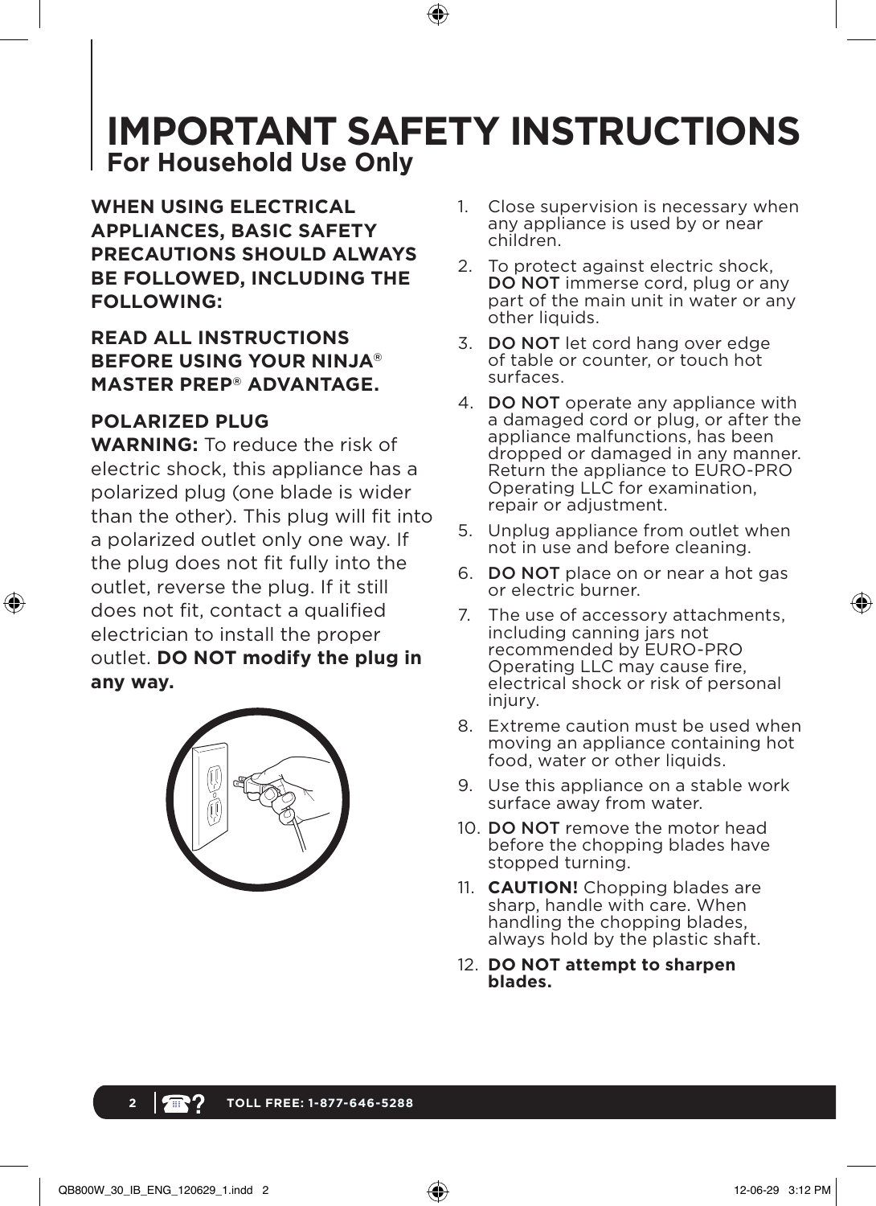# IMPORTANT SAFETY INSTRUCTIONS

## For Household Use Only

**WHEN USING ELECTRICAL APPLIANCES, BASIC SAFETY PRECAUTIONS SHOULD ALWAYS BE FOLLOWED, INCLUDING THE FOLLOWING:**

**READ ALL INSTRUCTIONS BEFORE USING YOUR NINJA® MASTER PREP® ADVANTAGE.**

**POLARIZED PLUG**

**WARNING:** To reduce the risk of electric shock, this appliance has a polarized plug (one blade is wider than the other). This plug will fit into a polarized outlet only one way. If the plug does not fit fully into the outlet, reverse the plug. If it still does not fit, contact a qualified electrician to install the proper outlet. **DO NOT modify the plug in any way.**

1. Close supervision is necessary when any appliance is used by or near children.
2. To protect against electric shock, **DO NOT** immerse cord, plug or any part of the main unit in water or any other liquids.
3. **DO NOT** let cord hang over edge of table or counter, or touch hot surfaces.
4. **DO NOT** operate any appliance with a damaged cord or plug, or after the appliance malfunctions, has been dropped or damaged in any manner. Return the appliance to EURO-PRO Operating LLC for examination, repair or adjustment.
5. Unplug appliance from outlet when not in use and before cleaning.
6. **DO NOT** place on or near a hot gas or electric burner.
7. The use of accessory attachments, including canning jars not recommended by EURO-PRO Operating LLC may cause fire, electrical shock or risk of personal injury.
8. Extreme caution must be used when moving an appliance containing hot food, water or other liquids.
9. Use this appliance on a stable work surface away from water.
10. **DO NOT** remove the motor head before the chopping blades have stopped turning.
11. **CAUTION!** Chopping blades are sharp, handle with care. When handling the chopping blades, always hold by the plastic shaft.
12. **DO NOT attempt to sharpen blades.**

TOLL FREE: 1-877-646-5288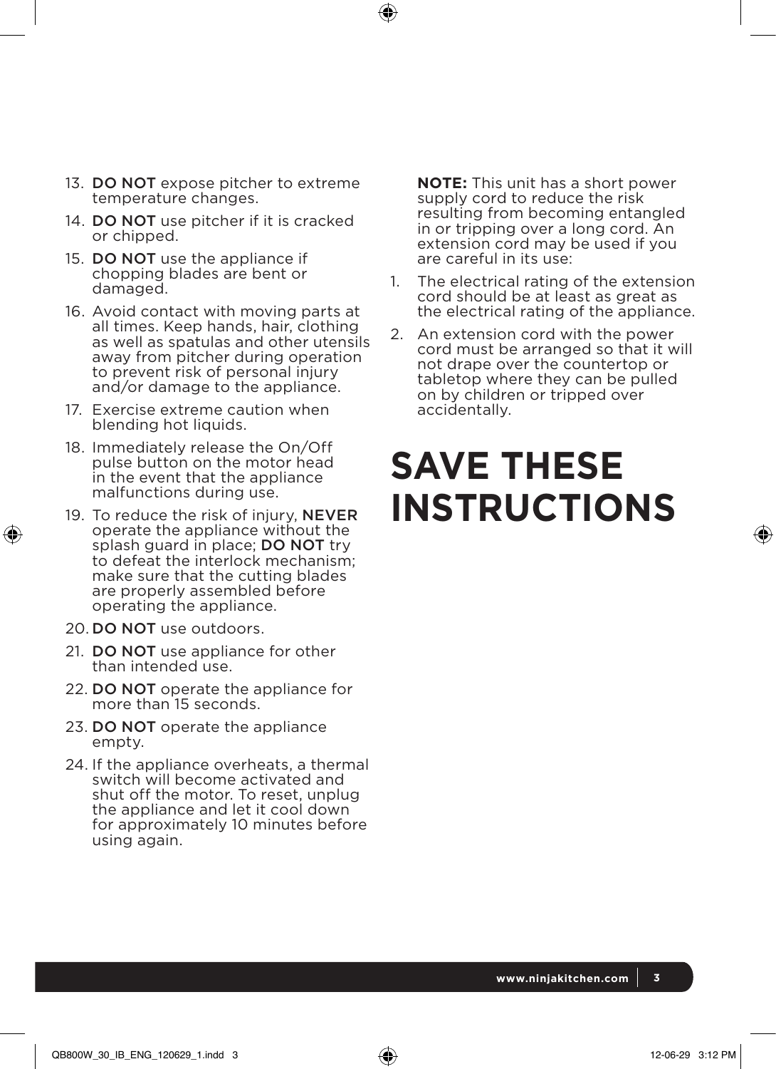13. **DO NOT** expose pitcher to extreme temperature changes.
14. **DO NOT** use pitcher if it is cracked or chipped.
15. **DO NOT** use the appliance if chopping blades are bent or damaged.
16. Avoid contact with moving parts at all times. Keep hands, hair, clothing as well as spatulas and other utensils away from pitcher during operation to prevent risk of personal injury and/or damage to the appliance.
17. Exercise extreme caution when blending hot liquids.
18. Immediately release the On/Off pulse button on the motor head in the event that the appliance malfunctions during use.
19. To reduce the risk of injury, **NEVER** operate the appliance without the splash guard in place; **DO NOT** try to defeat the interlock mechanism; make sure that the cutting blades are properly assembled before operating the appliance.
20. **DO NOT** use outdoors.
21. **DO NOT** use appliance for other than intended use.
22. **DO NOT** operate the appliance for more than 15 seconds.
23. **DO NOT** operate the appliance empty.
24. If the appliance overheats, a thermal switch will become activated and shut off the motor. To reset, unplug the appliance and let it cool down for approximately 10 minutes before using again.

**NOTE:** This unit has a short power supply cord to reduce the risk resulting from becoming entangled in or tripping over a long cord. An extension cord may be used if you are careful in its use:

1. The electrical rating of the extension cord should be at least as great as the electrical rating of the appliance.
2. An extension cord with the power cord must be arranged so that it will not drape over the countertop or tabletop where they can be pulled on by children or tripped over accidentally.

# SAVE THESE INSTRUCTIONS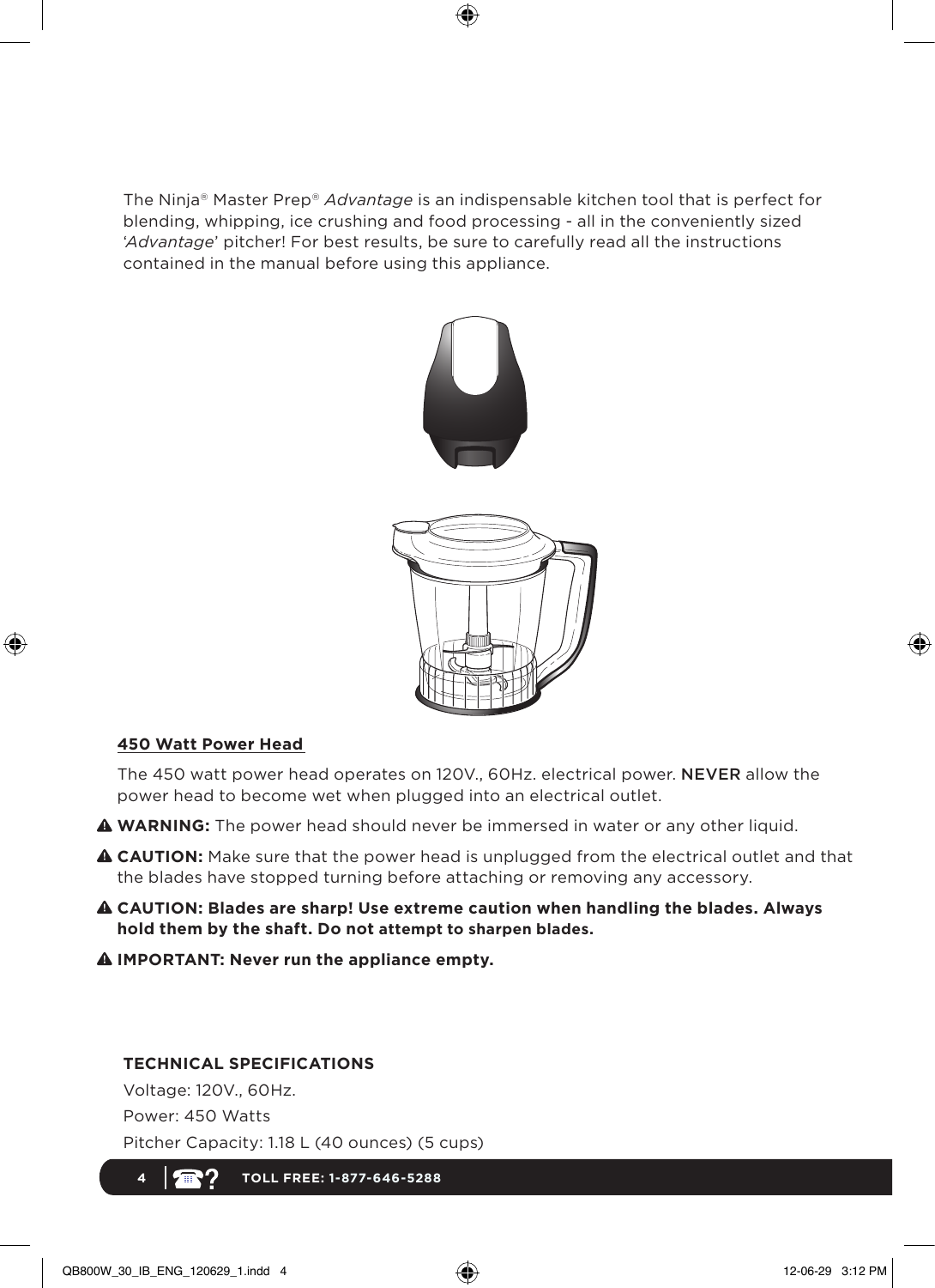The Ninja® Master Prep® *Advantage* is an indispensable kitchen tool that is perfect for blending, whipping, ice crushing and food processing - all in the conveniently sized '*Advantage*' pitcher! For best results, be sure to carefully read all the instructions contained in the manual before using this appliance.

**450 Watt Power Head**

The 450 watt power head operates on 120V., 60Hz. electrical power. NEVER allow the power head to become wet when plugged into an electrical outlet.

⚠ **WARNING:** The power head should never be immersed in water or any other liquid.

⚠ **CAUTION:** Make sure that the power head is unplugged from the electrical outlet and that the blades have stopped turning before attaching or removing any accessory.

⚠ **CAUTION: Blades are sharp! Use extreme caution when handling the blades. Always hold them by the shaft. Do not attempt to sharpen blades.**

⚠ **IMPORTANT: Never run the appliance empty.**

**TECHNICAL SPECIFICATIONS**

Voltage: 120V., 60Hz.

Power: 450 Watts

Pitcher Capacity: 1.18 L (40 ounces) (5 cups)

TOLL FREE: 1-877-646-5288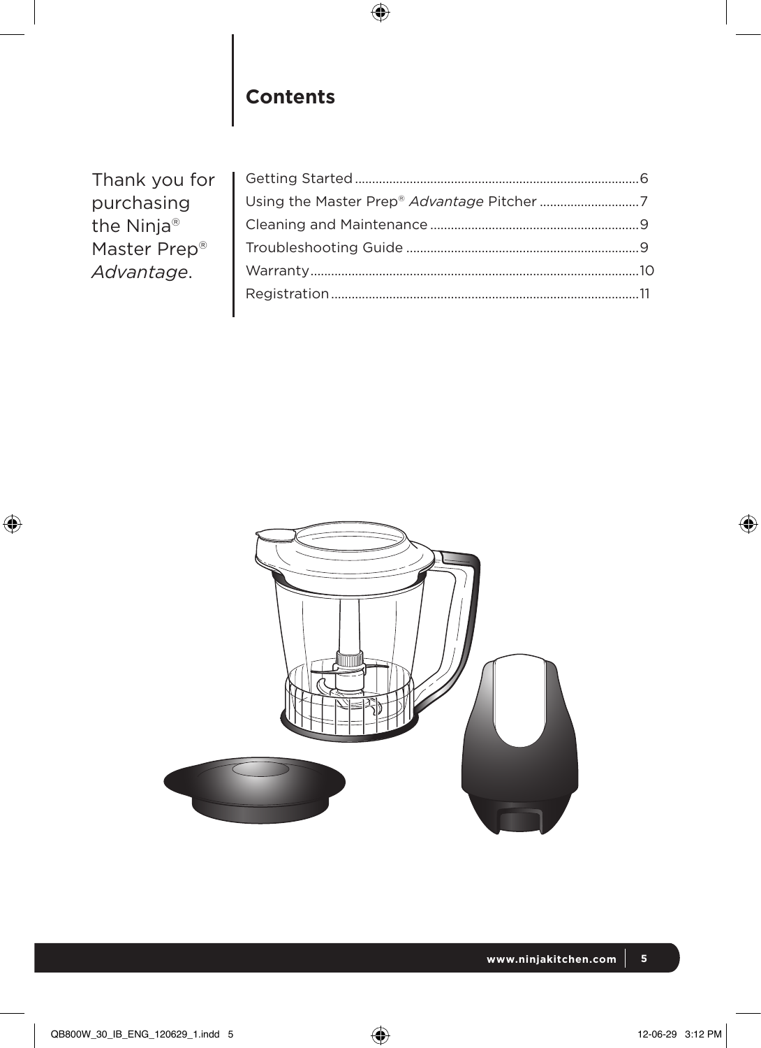## Contents

Thank you for purchasing the Ninja® Master Prep® *Advantage*.

| | |
|---|---|
| Getting Started | 6 |
| Using the Master Prep® *Advantage* Pitcher | 7 |
| Cleaning and Maintenance | 9 |
| Troubleshooting Guide | 9 |
| Warranty | 10 |
| Registration | 11 |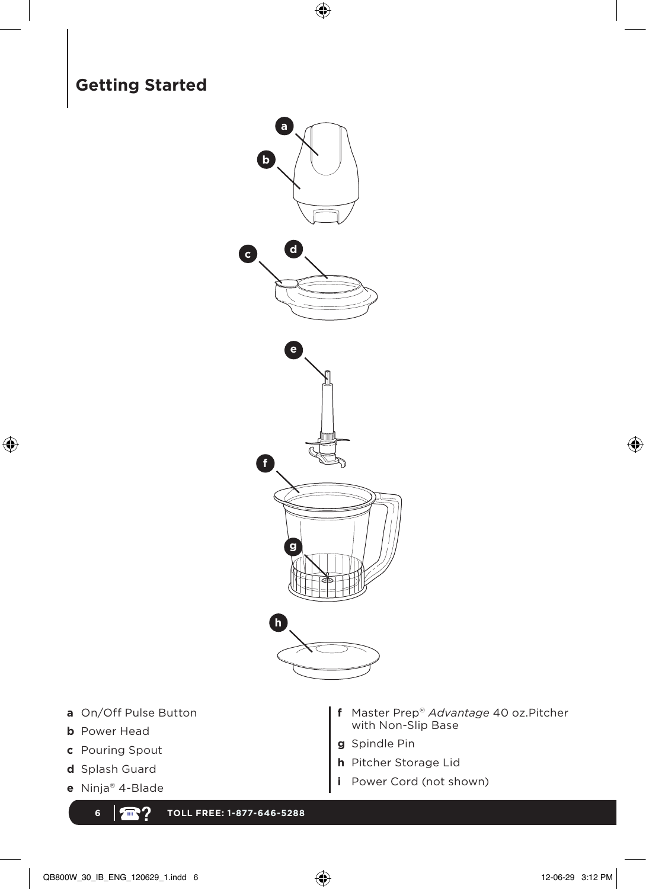# Getting Started

**a** On/Off Pulse Button

**b** Power Head

**c** Pouring Spout

**d** Splash Guard

**e** Ninja® 4-Blade

**f** Master Prep® *Advantage* 40 oz.Pitcher with Non-Slip Base

**g** Spindle Pin

**h** Pitcher Storage Lid

**i** Power Cord (not shown)

TOLL FREE: 1-877-646-5288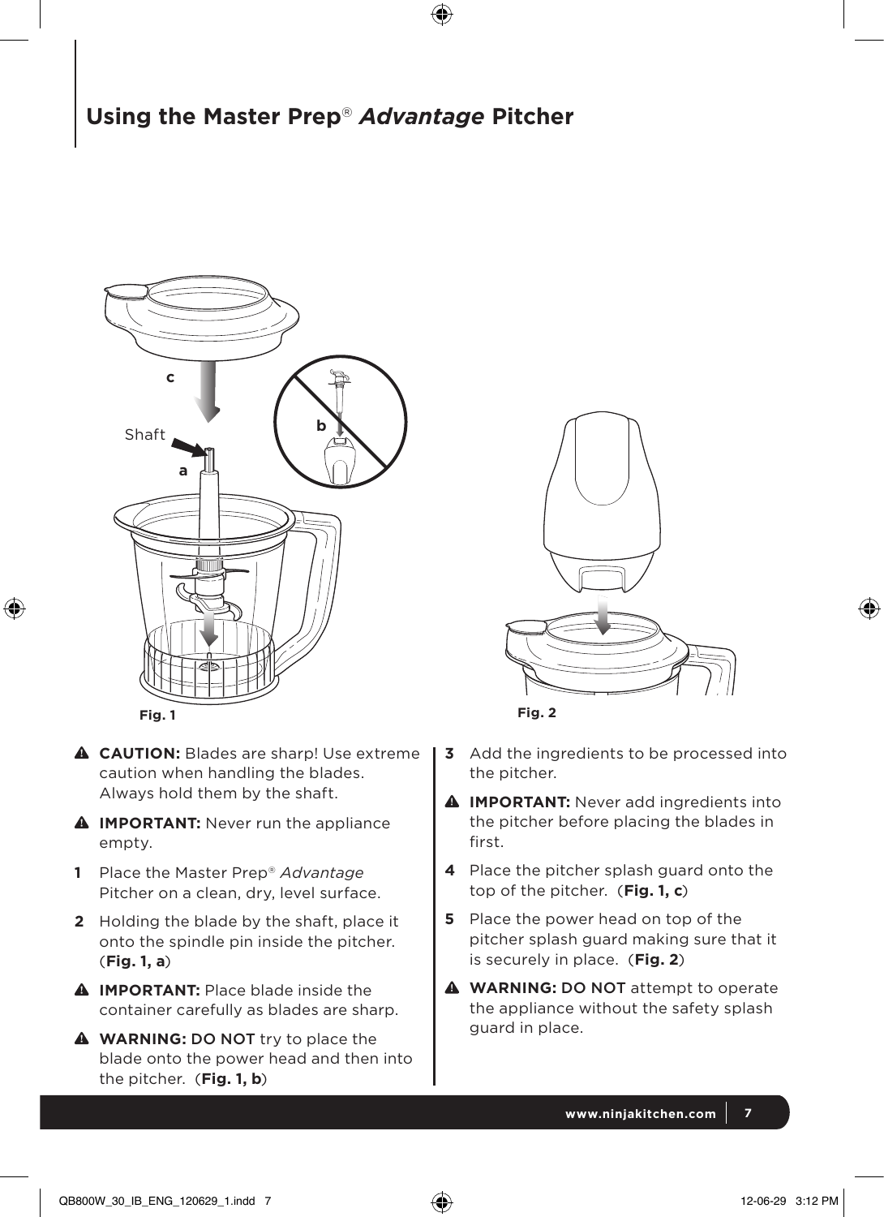# Using the Master Prep® *Advantage* Pitcher

Fig. 1

Fig. 2

⚠ **CAUTION:** Blades are sharp! Use extreme caution when handling the blades. Always hold them by the shaft.

⚠ **IMPORTANT:** Never run the appliance empty.

1. Place the Master Prep® *Advantage* Pitcher on a clean, dry, level surface.
2. Holding the blade by the shaft, place it onto the spindle pin inside the pitcher. (**Fig. 1, a**)

⚠ **IMPORTANT:** Place blade inside the container carefully as blades are sharp.

⚠ **WARNING:** DO NOT try to place the blade onto the power head and then into the pitcher. (**Fig. 1, b**)

3. Add the ingredients to be processed into the pitcher.

⚠ **IMPORTANT:** Never add ingredients into the pitcher before placing the blades in first.

4. Place the pitcher splash guard onto the top of the pitcher. (**Fig. 1, c**)
5. Place the power head on top of the pitcher splash guard making sure that it is securely in place. (**Fig. 2**)

⚠ **WARNING:** DO NOT attempt to operate the appliance without the safety splash guard in place.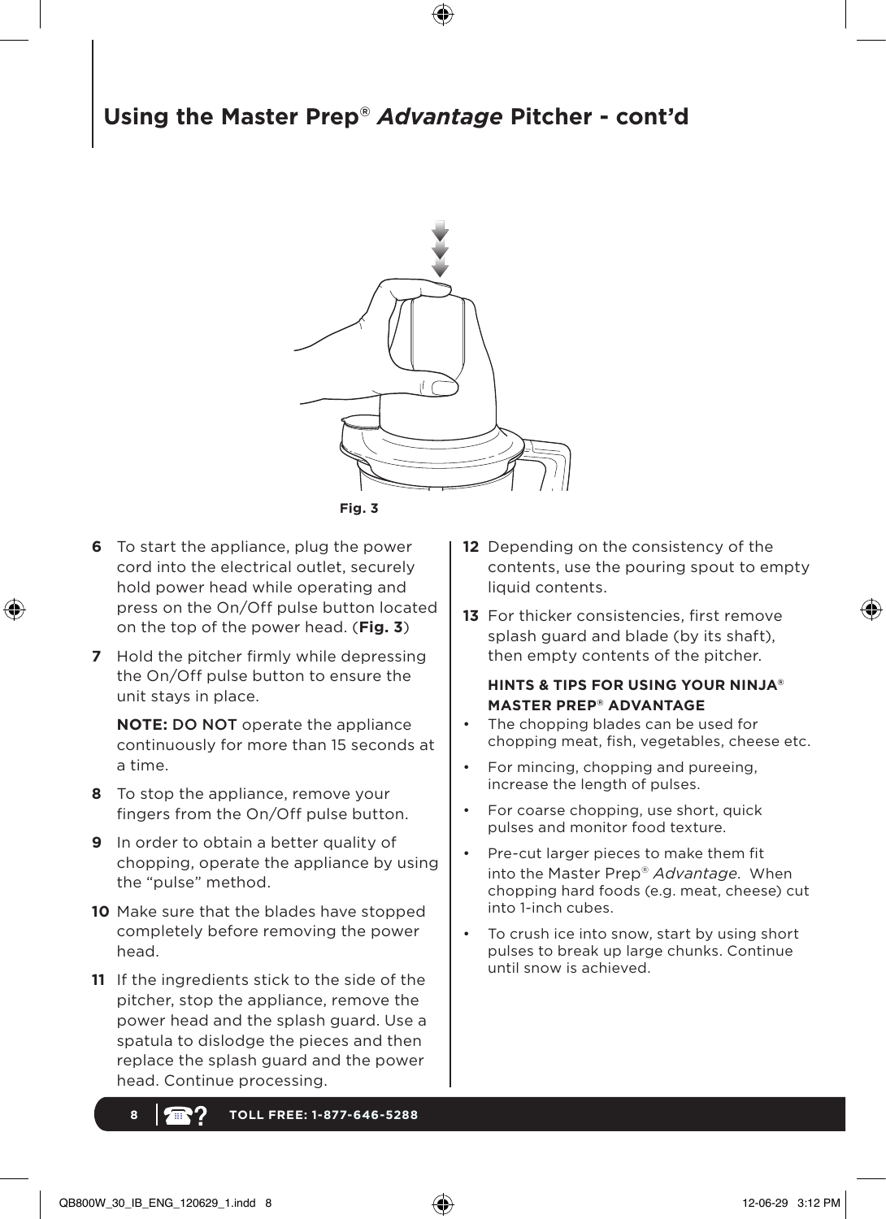## Using the Master Prep® *Advantage* Pitcher - cont'd

**Fig. 3**

**6** To start the appliance, plug the power cord into the electrical outlet, securely hold power head while operating and press on the On/Off pulse button located on the top of the power head. (**Fig. 3**)

**7** Hold the pitcher firmly while depressing the On/Off pulse button to ensure the unit stays in place.

**NOTE: DO NOT** operate the appliance continuously for more than 15 seconds at a time.

**8** To stop the appliance, remove your fingers from the On/Off pulse button.

**9** In order to obtain a better quality of chopping, operate the appliance by using the "pulse" method.

**10** Make sure that the blades have stopped completely before removing the power head.

**11** If the ingredients stick to the side of the pitcher, stop the appliance, remove the power head and the splash guard. Use a spatula to dislodge the pieces and then replace the splash guard and the power head. Continue processing.

**12** Depending on the consistency of the contents, use the pouring spout to empty liquid contents.

**13** For thicker consistencies, first remove splash guard and blade (by its shaft), then empty contents of the pitcher.

**HINTS & TIPS FOR USING YOUR NINJA® MASTER PREP® ADVANTAGE**

- The chopping blades can be used for chopping meat, fish, vegetables, cheese etc.
- For mincing, chopping and pureeing, increase the length of pulses.
- For coarse chopping, use short, quick pulses and monitor food texture.
- Pre-cut larger pieces to make them fit into the Master Prep® *Advantage*. When chopping hard foods (e.g. meat, cheese) cut into 1-inch cubes.
- To crush ice into snow, start by using short pulses to break up large chunks. Continue until snow is achieved.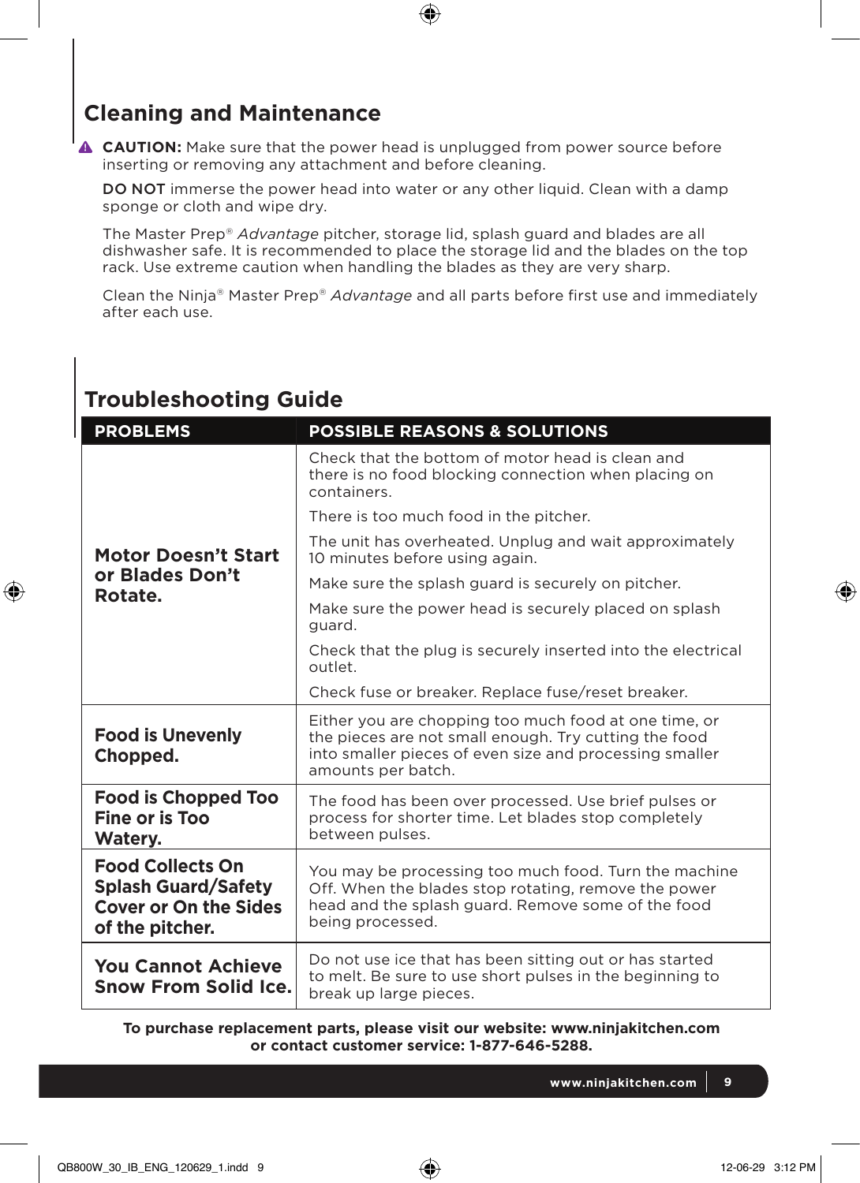## Cleaning and Maintenance

⚠ **CAUTION:** Make sure that the power head is unplugged from power source before inserting or removing any attachment and before cleaning.

DO NOT immerse the power head into water or any other liquid. Clean with a damp sponge or cloth and wipe dry.

The Master Prep® *Advantage* pitcher, storage lid, splash guard and blades are all dishwasher safe. It is recommended to place the storage lid and the blades on the top rack. Use extreme caution when handling the blades as they are very sharp.

Clean the Ninja® Master Prep® *Advantage* and all parts before first use and immediately after each use.

## Troubleshooting Guide

| PROBLEMS | POSSIBLE REASONS & SOLUTIONS |
|---|---|
| **Motor Doesn't Start or Blades Don't Rotate.** | Check that the bottom of motor head is clean and there is no food blocking connection when placing on containers.<br>There is too much food in the pitcher.<br>The unit has overheated. Unplug and wait approximately 10 minutes before using again.<br>Make sure the splash guard is securely on pitcher.<br>Make sure the power head is securely placed on splash guard.<br>Check that the plug is securely inserted into the electrical outlet.<br>Check fuse or breaker. Replace fuse/reset breaker. |
| **Food is Unevenly Chopped.** | Either you are chopping too much food at one time, or the pieces are not small enough. Try cutting the food into smaller pieces of even size and processing smaller amounts per batch. |
| **Food is Chopped Too Fine or is Too Watery.** | The food has been over processed. Use brief pulses or process for shorter time. Let blades stop completely between pulses. |
| **Food Collects On Splash Guard/Safety Cover or On the Sides of the pitcher.** | You may be processing too much food. Turn the machine Off. When the blades stop rotating, remove the power head and the splash guard. Remove some of the food being processed. |
| **You Cannot Achieve Snow From Solid Ice.** | Do not use ice that has been sitting out or has started to melt. Be sure to use short pulses in the beginning to break up large pieces. |

**To purchase replacement parts, please visit our website: www.ninjakitchen.com or contact customer service: 1-877-646-5288.**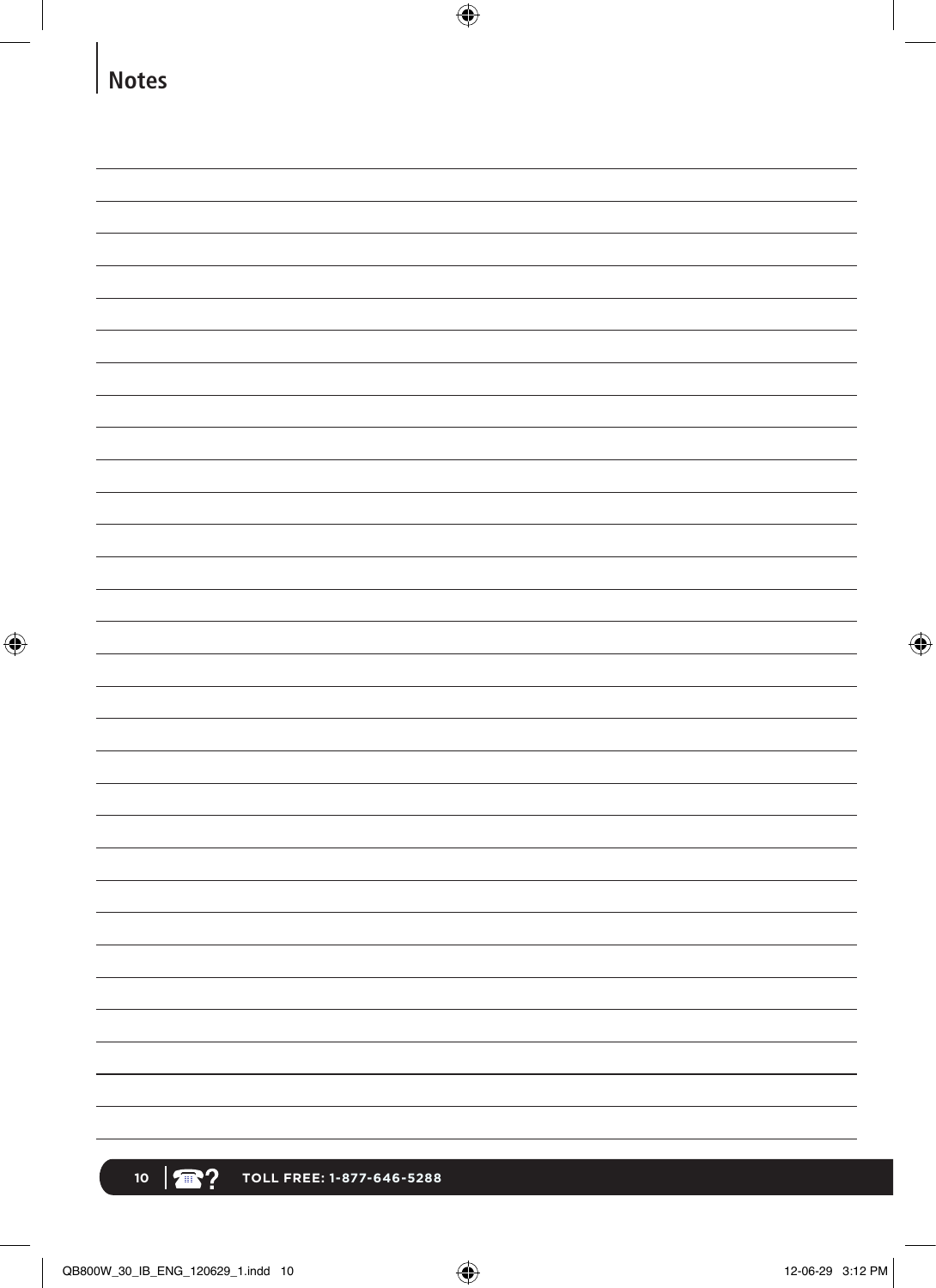# Notes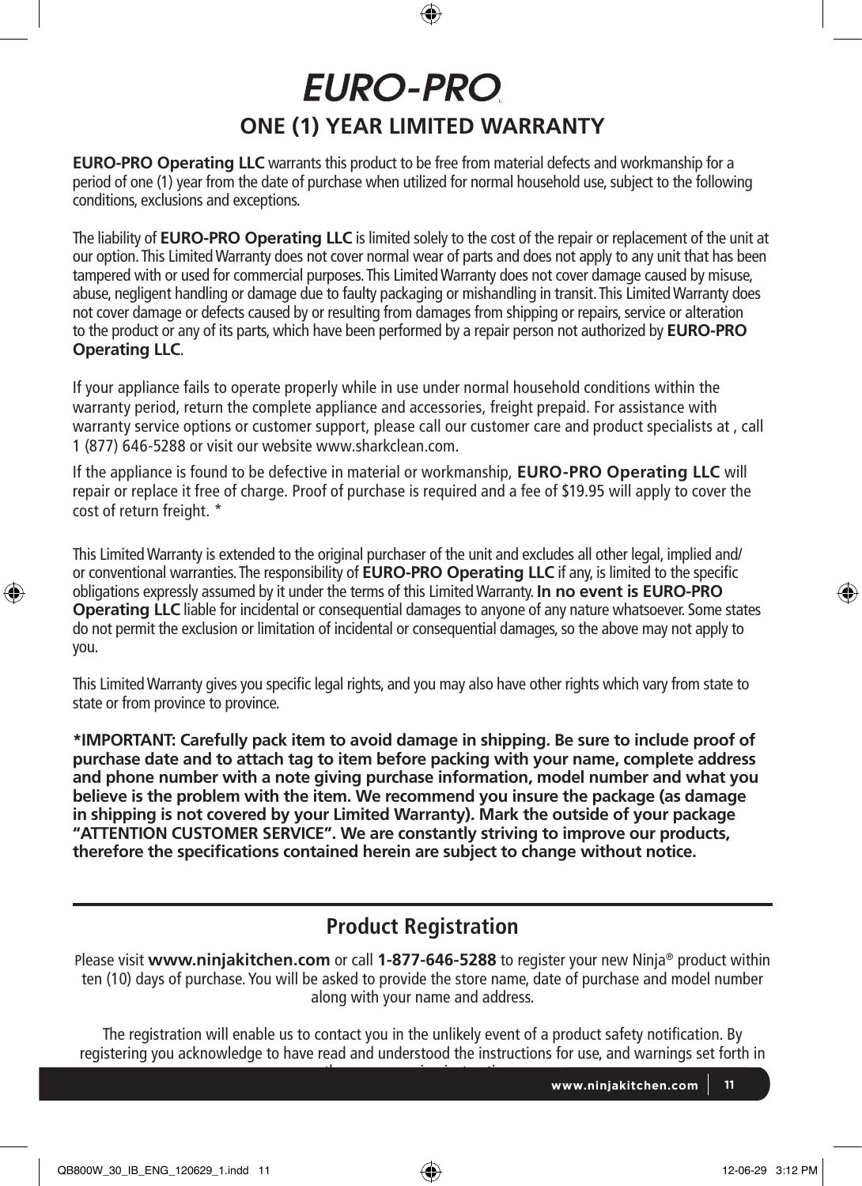# EURO-PRO

## ONE (1) YEAR LIMITED WARRANTY

**EURO-PRO Operating LLC** warrants this product to be free from material defects and workmanship for a period of one (1) year from the date of purchase when utilized for normal household use, subject to the following conditions, exclusions and exceptions.

The liability of **EURO-PRO Operating LLC** is limited solely to the cost of the repair or replacement of the unit at our option. This Limited Warranty does not cover normal wear of parts and does not apply to any unit that has been tampered with or used for commercial purposes. This Limited Warranty does not cover damage caused by misuse, abuse, negligent handling or damage due to faulty packaging or mishandling in transit. This Limited Warranty does not cover damage or defects caused by or resulting from damages from shipping or repairs, service or alteration to the product or any of its parts, which have been performed by a repair person not authorized by **EURO-PRO Operating LLC**.

If your appliance fails to operate properly while in use under normal household conditions within the warranty period, return the complete appliance and accessories, freight prepaid. For assistance with warranty service options or customer support, please call our customer care and product specialists at , call 1 (877) 646-5288 or visit our website www.sharkclean.com.

If the appliance is found to be defective in material or workmanship, **EURO-PRO Operating LLC** will repair or replace it free of charge. Proof of purchase is required and a fee of $19.95 will apply to cover the cost of return freight. *

This Limited Warranty is extended to the original purchaser of the unit and excludes all other legal, implied and/or conventional warranties. The responsibility of **EURO-PRO Operating LLC** if any, is limited to the specific obligations expressly assumed by it under the terms of this Limited Warranty. **In no event is EURO-PRO Operating LLC** liable for incidental or consequential damages to anyone of any nature whatsoever. Some states do not permit the exclusion or limitation of incidental or consequential damages, so the above may not apply to you.

This Limited Warranty gives you specific legal rights, and you may also have other rights which vary from state to state or from province to province.

***IMPORTANT: Carefully pack item to avoid damage in shipping. Be sure to include proof of purchase date and to attach tag to item before packing with your name, complete address and phone number with a note giving purchase information, model number and what you believe is the problem with the item. We recommend you insure the package (as damage in shipping is not covered by your Limited Warranty). Mark the outside of your package "ATTENTION CUSTOMER SERVICE". We are constantly striving to improve our products, therefore the specifications contained herein are subject to change without notice.**

## Product Registration

Please visit **www.ninjakitchen.com** or call **1-877-646-5288** to register your new Ninja® product within ten (10) days of purchase. You will be asked to provide the store name, date of purchase and model number along with your name and address.

The registration will enable us to contact you in the unlikely event of a product safety notification. By registering you acknowledge to have read and understood the instructions for use, and warnings set forth in the accompanying instructions.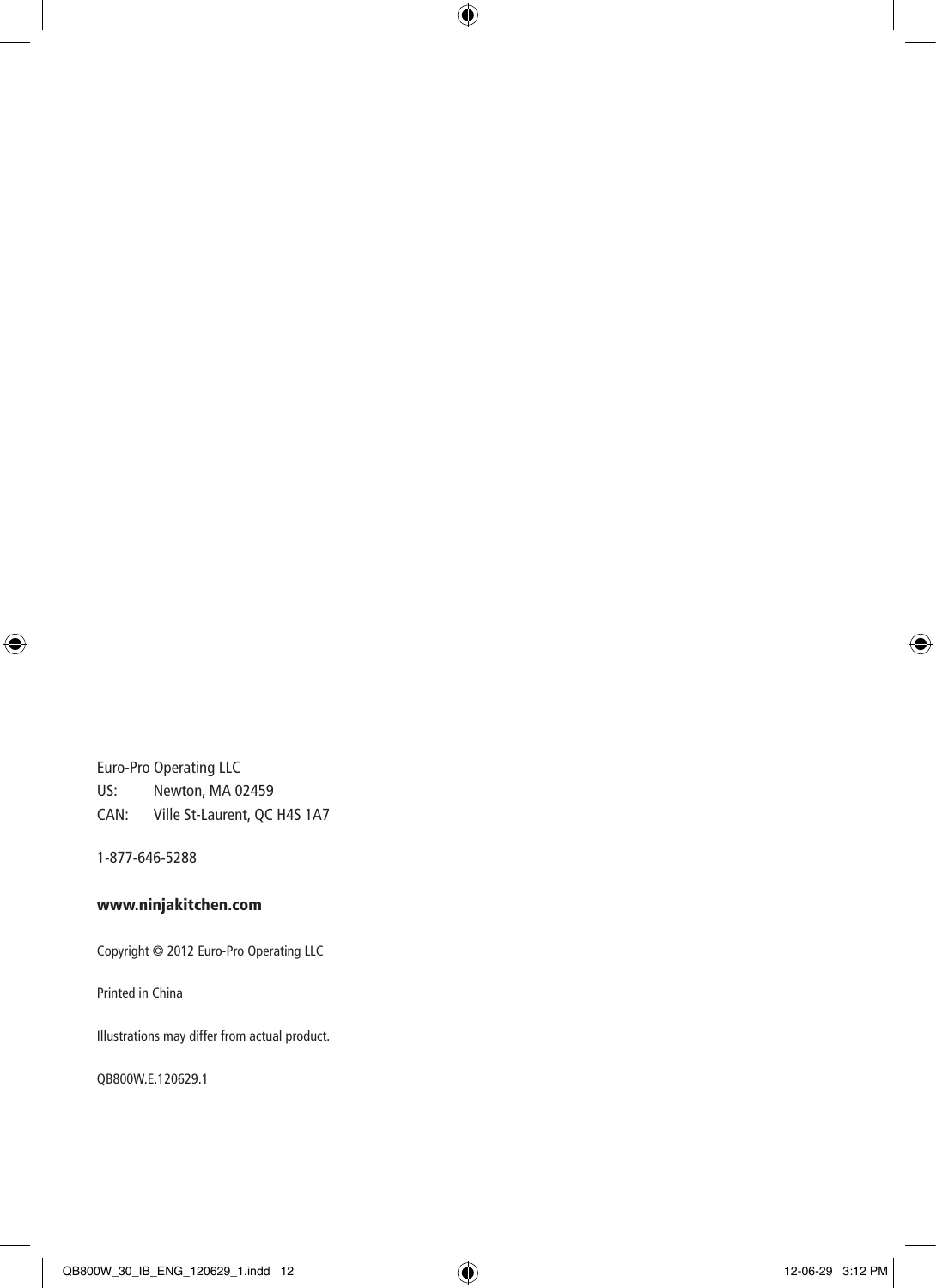Euro-Pro Operating LLC
US: Newton, MA 02459
CAN: Ville St-Laurent, QC H4S 1A7

1-877-646-5288

**www.ninjakitchen.com**

Copyright © 2012 Euro-Pro Operating LLC

Printed in China

Illustrations may differ from actual product.

QB800W.E.120629.1